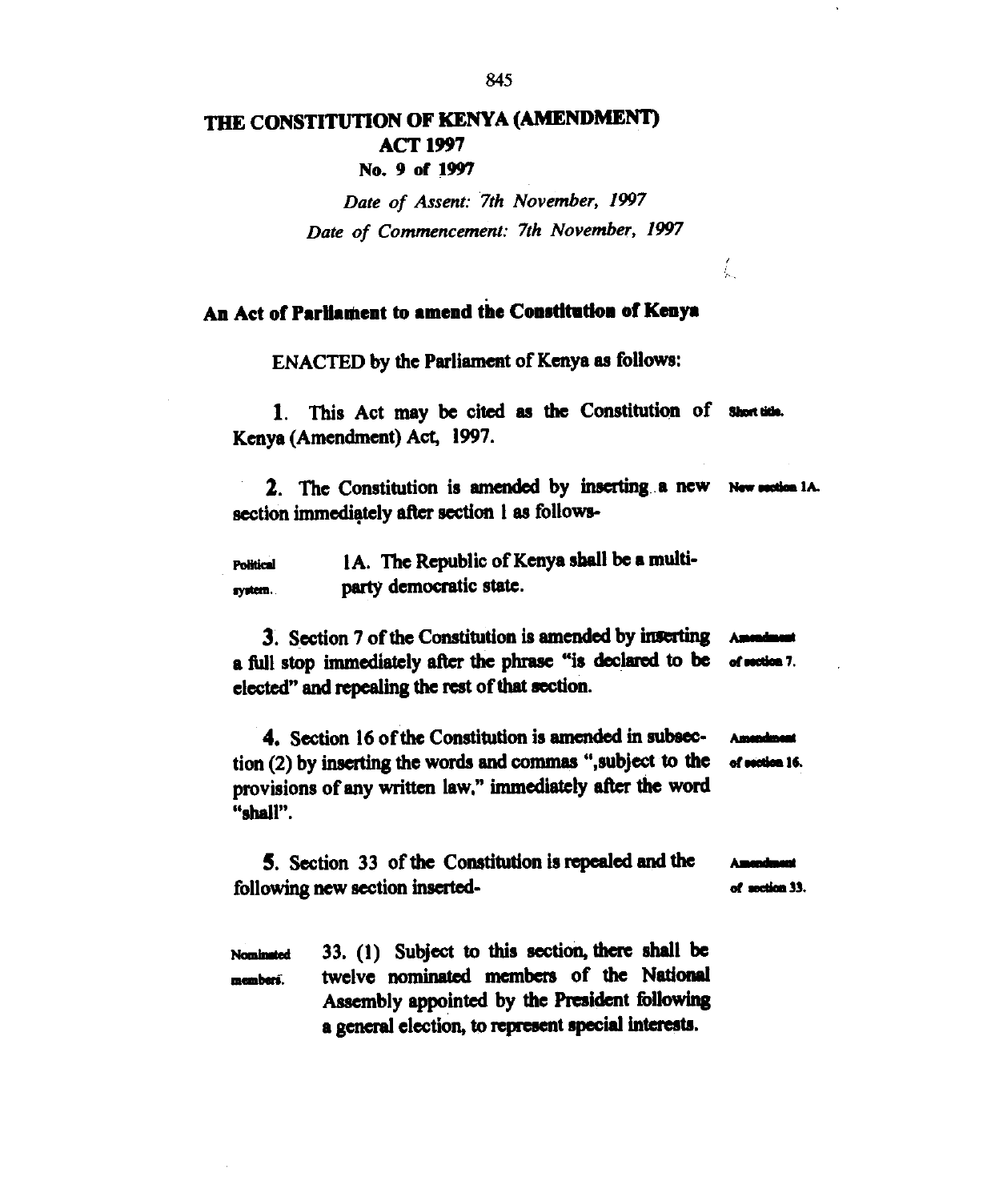# THE CONSTITUTION OF KENYA (AMENDMENT) ACT 1997

**No. 9 of 1997**

*Date of Assent: 7th November, 1997*

*Date of Commencement: 7th November, 1997*

## An Act of Parliament to amend the Constitution of Kenya

ENACTED by the Parliament of Kenya as follows:

**Short title.**

**1.** This Act may be cited as the Constitution of Kenya (Amendment) Act, 1997.

**New section 1A.**

**2.** The Constitution is amended by inserting a new section immediately after section 1 as follows-

> **Political system.**
>
> 1A. The Republic of Kenya shall be a multi-party democratic state.

**Amendment of section 7.**

**3.** Section 7 of the Constitution is amended by inserting a full stop immediately after the phrase "is declared to be elected" and repealing the rest of that section.

**Amendment of section 16.**

**4.** Section 16 of the Constitution is amended in subsection (2) by inserting the words and commas ",subject to the provisions of any written law," immediately after the word "shall".

**Amendment of section 33.**

**5.** Section 33 of the Constitution is repealed and the following new section inserted-

> **Nominated members.**
>
> 33. (1) Subject to this section, there shall be twelve nominated members of the National Assembly appointed by the President following a general election, to represent special interests.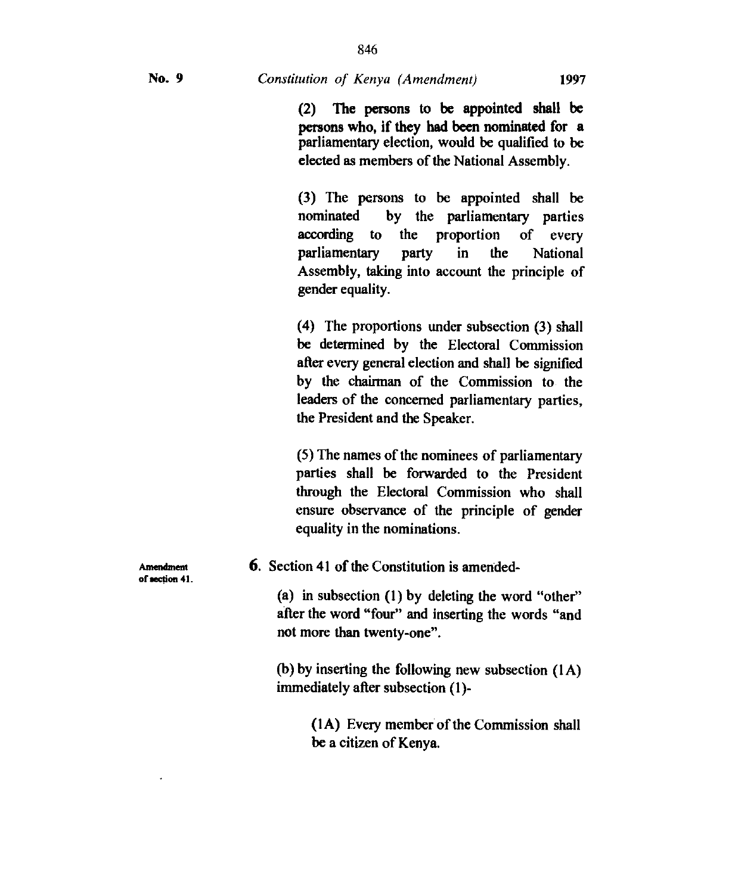(2) The persons to be appointed shall be persons who, if they had been nominated for a parliamentary election, would be qualified to be elected as members of the National Assembly.

(3) The persons to be appointed shall be nominated by the parliamentary parties according to the proportion of every parliamentary party in the National Assembly, taking into account the principle of gender equality.

(4) The proportions under subsection (3) shall be determined by the Electoral Commission after every general election and shall be signified by the chairman of the Commission to the leaders of the concerned parliamentary parties, the President and the Speaker.

(5) The names of the nominees of parliamentary parties shall be forwarded to the President through the Electoral Commission who shall ensure observance of the principle of gender equality in the nominations.

Amendment of section 41.

**6.** Section 41 of the Constitution is amended-

(a) in subsection (1) by deleting the word "other" after the word "four" and inserting the words "and not more than twenty-one".

(b) by inserting the following new subsection (1A) immediately after subsection (1)-

(1A) Every member of the Commission shall be a citizen of Kenya.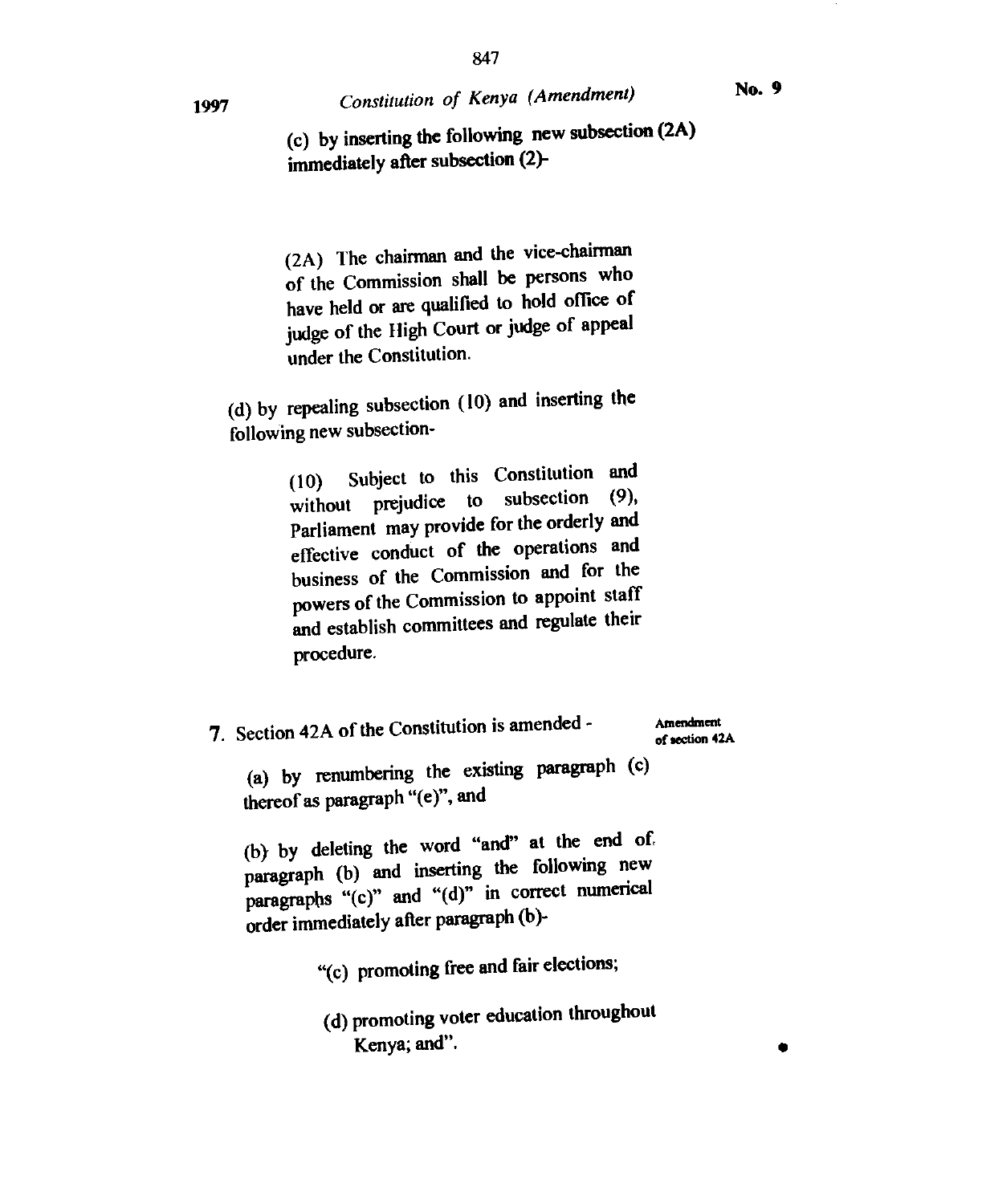(c) by inserting the following new subsection (2A) immediately after subsection (2)-

> (2A) The chairman and the vice-chairman of the Commission shall be persons who have held or are qualified to hold office of judge of the High Court or judge of appeal under the Constitution.

(d) by repealing subsection (10) and inserting the following new subsection-

> (10) Subject to this Constitution and without prejudice to subsection (9), Parliament may provide for the orderly and effective conduct of the operations and business of the Commission and for the powers of the Commission to appoint staff and establish committees and regulate their procedure.

7. Section 42A of the Constitution is amended - *Amendment of section 42A*

(a) by renumbering the existing paragraph (c) thereof as paragraph "(e)", and

(b) by deleting the word "and" at the end of paragraph (b) and inserting the following new paragraphs "(c)" and "(d)" in correct numerical order immediately after paragraph (b)-

> "(c) promoting free and fair elections;
>
> (d) promoting voter education throughout Kenya; and".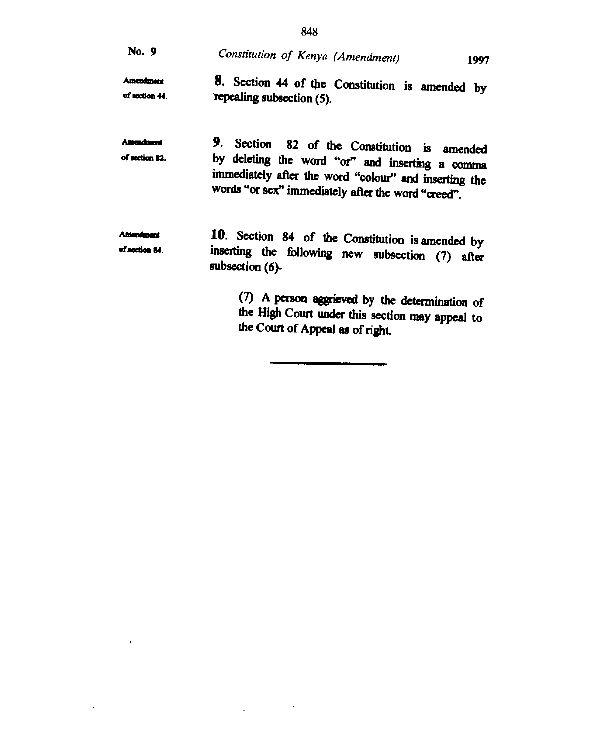Amendment of section 44.

**8.** Section 44 of the Constitution is amended by repealing subsection (5).

Amendment of section 82.

**9.** Section 82 of the Constitution is amended by deleting the word "or" and inserting a comma immediately after the word "colour" and inserting the words "or sex" immediately after the word "creed".

Amendment of section 84.

**10.** Section 84 of the Constitution is amended by inserting the following new subsection (7) after subsection (6)-

> (7) A person aggrieved by the determination of the High Court under this section may appeal to the Court of Appeal as of right.

---